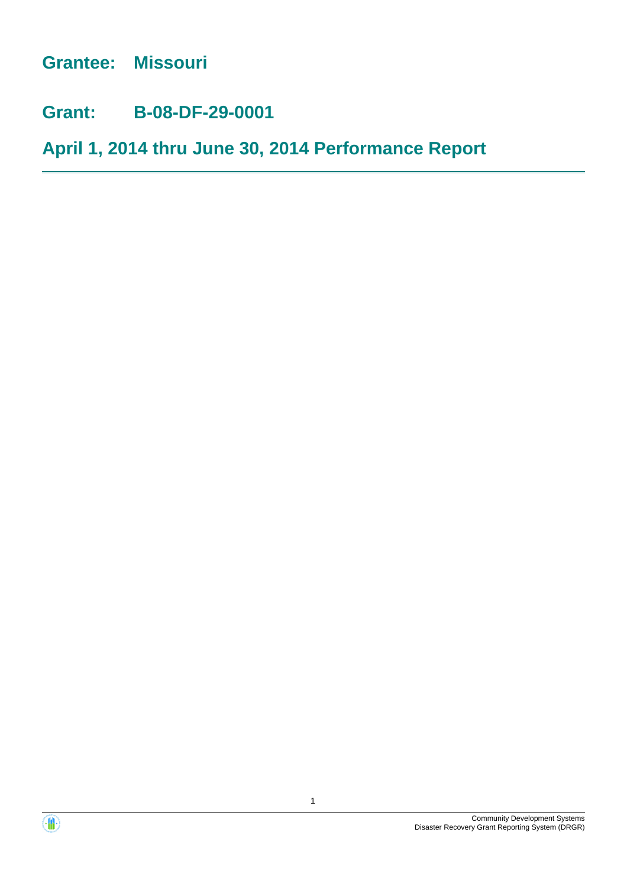# Grantee: Missouri

# Grant: B-08-DF-29-0001

# April 1, 2014 thru June 30, 2014 Performance Report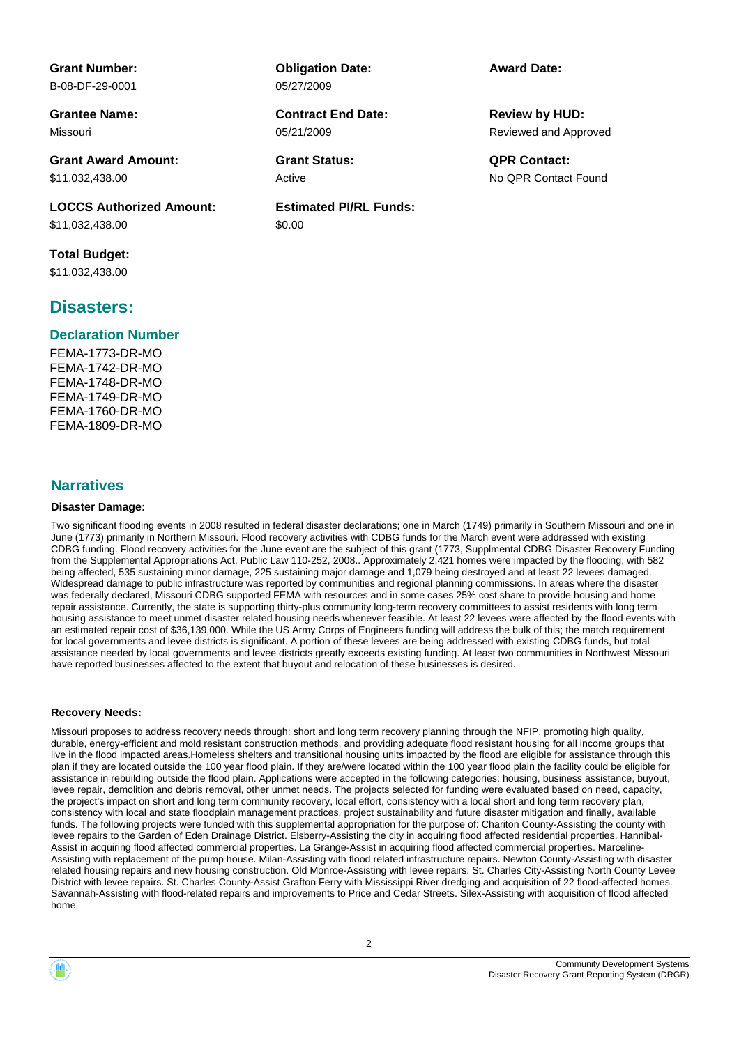**Grant Number:**
B-08-DF-29-0001

**Grantee Name:**
Missouri

**Grant Award Amount:**
$11,032,438.00

**LOCCS Authorized Amount:**
$11,032,438.00

**Total Budget:**
$11,032,438.00

**Obligation Date:**
05/27/2009

**Contract End Date:**
05/21/2009

**Grant Status:**
Active

**Estimated PI/RL Funds:**
$0.00

**Award Date:**

**Review by HUD:**
Reviewed and Approved

**QPR Contact:**
No QPR Contact Found

## Disasters:

### Declaration Number

FEMA-1773-DR-MO
FEMA-1742-DR-MO
FEMA-1748-DR-MO
FEMA-1749-DR-MO
FEMA-1760-DR-MO
FEMA-1809-DR-MO

## Narratives

### Disaster Damage:

Two significant flooding events in 2008 resulted in federal disaster declarations; one in March (1749) primarily in Southern Missouri and one in June (1773) primarily in Northern Missouri. Flood recovery activities with CDBG funds for the March event were addressed with existing CDBG funding. Flood recovery activities for the June event are the subject of this grant (1773, Supplmental CDBG Disaster Recovery Funding from the Supplemental Appropriations Act, Public Law 110-252, 2008.. Approximately 2,421 homes were impacted by the flooding, with 582 being affected, 535 sustaining minor damage, 225 sustaining major damage and 1,079 being destroyed and at least 22 levees damaged. Widespread damage to public infrastructure was reported by communities and regional planning commissions. In areas where the disaster was federally declared, Missouri CDBG supported FEMA with resources and in some cases 25% cost share to provide housing and home repair assistance. Currently, the state is supporting thirty-plus community long-term recovery committees to assist residents with long term housing assistance to meet unmet disaster related housing needs whenever feasible. At least 22 levees were affected by the flood events with an estimated repair cost of $36,139,000. While the US Army Corps of Engineers funding will address the bulk of this; the match requirement for local governments and levee districts is significant. A portion of these levees are being addressed with existing CDBG funds, but total assistance needed by local governments and levee districts greatly exceeds existing funding. At least two communities in Northwest Missouri have reported businesses affected to the extent that buyout and relocation of these businesses is desired.

### Recovery Needs:

Missouri proposes to address recovery needs through: short and long term recovery planning through the NFIP, promoting high quality, durable, energy-efficient and mold resistant construction methods, and providing adequate flood resistant housing for all income groups that live in the flood impacted areas.Homeless shelters and transitional housing units impacted by the flood are eligible for assistance through this plan if they are located outside the 100 year flood plain. If they are/were located within the 100 year flood plain the facility could be eligible for assistance in rebuilding outside the flood plain. Applications were accepted in the following categories: housing, business assistance, buyout, levee repair, demolition and debris removal, other unmet needs. The projects selected for funding were evaluated based on need, capacity, the project's impact on short and long term community recovery, local effort, consistency with a local short and long term recovery plan, consistency with local and state floodplain management practices, project sustainability and future disaster mitigation and finally, available funds. The following projects were funded with this supplemental appropriation for the purpose of: Chariton County-Assisting the county with levee repairs to the Garden of Eden Drainage District. Elsberry-Assisting the city in acquiring flood affected residential properties. Hannibal-Assist in acquiring flood affected commercial properties. La Grange-Assist in acquiring flood affected commercial properties. Marceline-Assisting with replacement of the pump house. Milan-Assisting with flood related infrastructure repairs. Newton County-Assisting with disaster related housing repairs and new housing construction. Old Monroe-Assisting with levee repairs. St. Charles City-Assisting North County Levee District with levee repairs. St. Charles County-Assist Grafton Ferry with Mississippi River dredging and acquisition of 22 flood-affected homes. Savannah-Assisting with flood-related repairs and improvements to Price and Cedar Streets. Silex-Assisting with acquisition of flood affected home,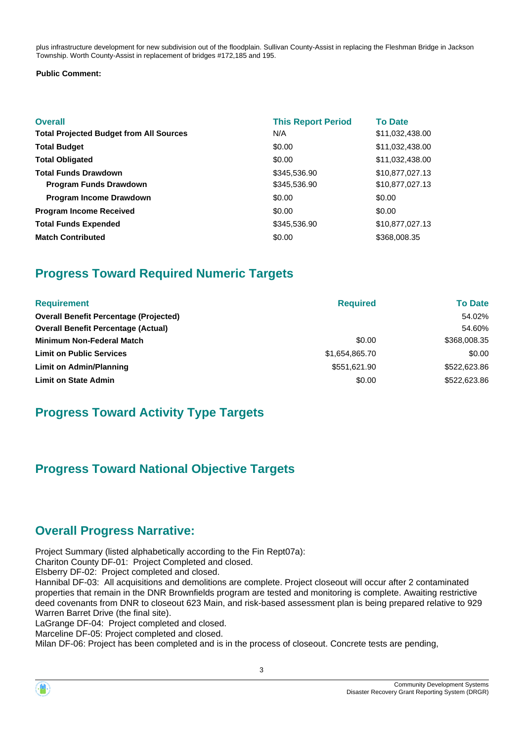plus infrastructure development for new subdivision out of the floodplain. Sullivan County-Assist in replacing the Fleshman Bridge in Jackson Township. Worth County-Assist in replacement of bridges #172,185 and 195.

**Public Comment:**

| Overall | This Report Period | To Date |
|---|---|---|
| **Total Projected Budget from All Sources** | N/A | $11,032,438.00 |
| **Total Budget** | $0.00 | $11,032,438.00 |
| **Total Obligated** | $0.00 | $11,032,438.00 |
| **Total Funds Drawdown** | $345,536.90 | $10,877,027.13 |
| **Program Funds Drawdown** | $345,536.90 | $10,877,027.13 |
| **Program Income Drawdown** | $0.00 | $0.00 |
| **Program Income Received** | $0.00 | $0.00 |
| **Total Funds Expended** | $345,536.90 | $10,877,027.13 |
| **Match Contributed** | $0.00 | $368,008.35 |

## Progress Toward Required Numeric Targets

| Requirement | Required | To Date |
|---|---|---|
| **Overall Benefit Percentage (Projected)** | | 54.02% |
| **Overall Benefit Percentage (Actual)** | | 54.60% |
| **Minimum Non-Federal Match** | $0.00 | $368,008.35 |
| **Limit on Public Services** | $1,654,865.70 | $0.00 |
| **Limit on Admin/Planning** | $551,621.90 | $522,623.86 |
| **Limit on State Admin** | $0.00 | $522,623.86 |

## Progress Toward Activity Type Targets

## Progress Toward National Objective Targets

## Overall Progress Narrative:

Project Summary (listed alphabetically according to the Fin Rept07a):
Chariton County DF-01: Project Completed and closed.
Elsberry DF-02: Project completed and closed.
Hannibal DF-03: All acquisitions and demolitions are complete. Project closeout will occur after 2 contaminated properties that remain in the DNR Brownfields program are tested and monitoring is complete. Awaiting restrictive deed covenants from DNR to closeout 623 Main, and risk-based assessment plan is being prepared relative to 929 Warren Barret Drive (the final site).
LaGrange DF-04: Project completed and closed.
Marceline DF-05: Project completed and closed.
Milan DF-06: Project has been completed and is in the process of closeout. Concrete tests are pending,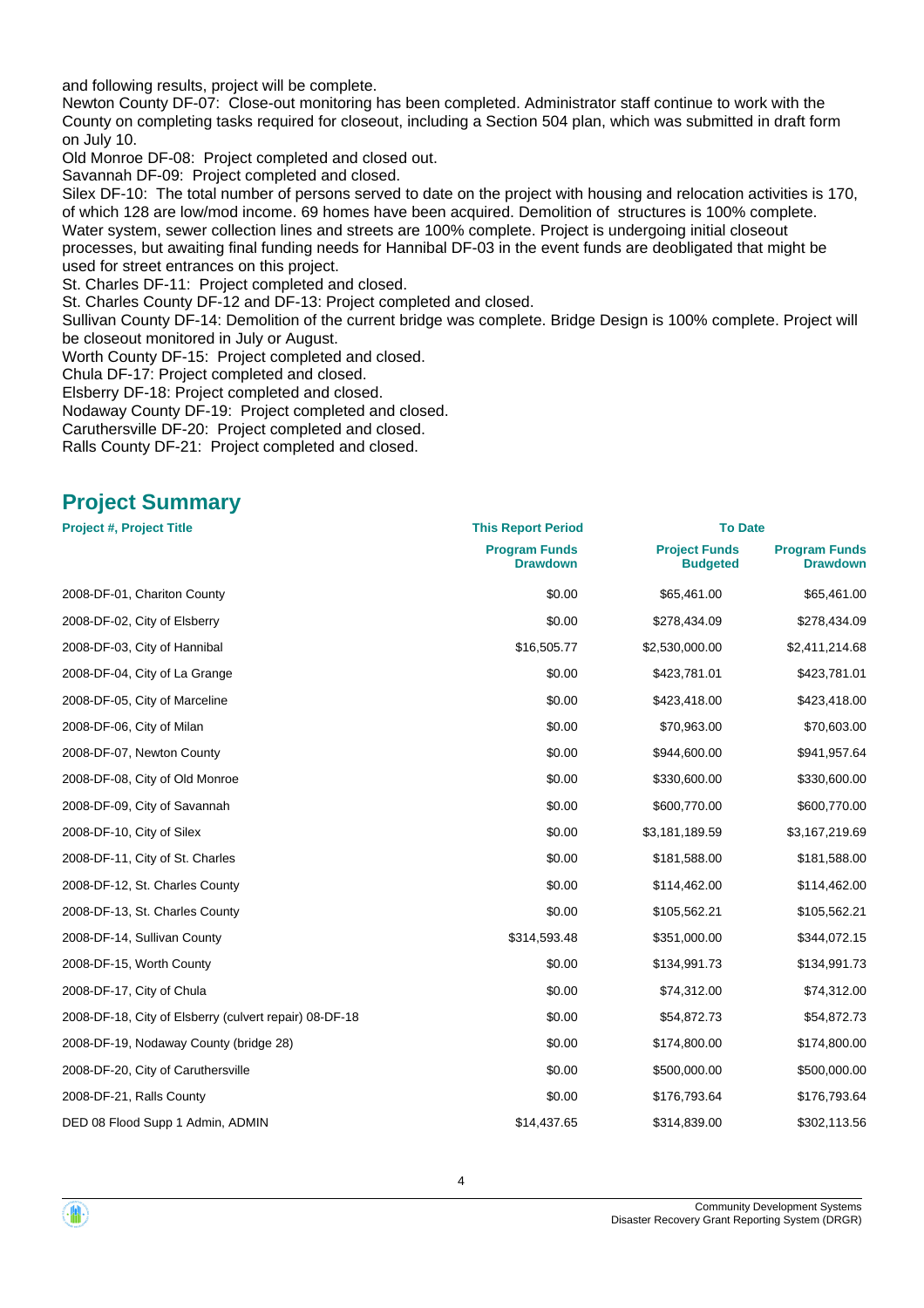and following results, project will be complete.

Newton County DF-07: Close-out monitoring has been completed. Administrator staff continue to work with the County on completing tasks required for closeout, including a Section 504 plan, which was submitted in draft form on July 10.

Old Monroe DF-08: Project completed and closed out.

Savannah DF-09: Project completed and closed.

Silex DF-10: The total number of persons served to date on the project with housing and relocation activities is 170, of which 128 are low/mod income. 69 homes have been acquired. Demolition of structures is 100% complete. Water system, sewer collection lines and streets are 100% complete. Project is undergoing initial closeout processes, but awaiting final funding needs for Hannibal DF-03 in the event funds are deobligated that might be used for street entrances on this project.

St. Charles DF-11: Project completed and closed.

St. Charles County DF-12 and DF-13: Project completed and closed.

Sullivan County DF-14: Demolition of the current bridge was complete. Bridge Design is 100% complete. Project will be closeout monitored in July or August.

Worth County DF-15: Project completed and closed.

Chula DF-17: Project completed and closed.

Elsberry DF-18: Project completed and closed.

Nodaway County DF-19: Project completed and closed.

Caruthersville DF-20: Project completed and closed.

Ralls County DF-21: Project completed and closed.

## Project Summary

| Project #, Project Title | This Report Period | To Date | |
|---|---|---|---|
| | Program Funds Drawdown | Project Funds Budgeted | Program Funds Drawdown |
| 2008-DF-01, Chariton County | $0.00 | $65,461.00 | $65,461.00 |
| 2008-DF-02, City of Elsberry | $0.00 | $278,434.09 | $278,434.09 |
| 2008-DF-03, City of Hannibal | $16,505.77 | $2,530,000.00 | $2,411,214.68 |
| 2008-DF-04, City of La Grange | $0.00 | $423,781.01 | $423,781.01 |
| 2008-DF-05, City of Marceline | $0.00 | $423,418.00 | $423,418.00 |
| 2008-DF-06, City of Milan | $0.00 | $70,963.00 | $70,603.00 |
| 2008-DF-07, Newton County | $0.00 | $944,600.00 | $941,957.64 |
| 2008-DF-08, City of Old Monroe | $0.00 | $330,600.00 | $330,600.00 |
| 2008-DF-09, City of Savannah | $0.00 | $600,770.00 | $600,770.00 |
| 2008-DF-10, City of Silex | $0.00 | $3,181,189.59 | $3,167,219.69 |
| 2008-DF-11, City of St. Charles | $0.00 | $181,588.00 | $181,588.00 |
| 2008-DF-12, St. Charles County | $0.00 | $114,462.00 | $114,462.00 |
| 2008-DF-13, St. Charles County | $0.00 | $105,562.21 | $105,562.21 |
| 2008-DF-14, Sullivan County | $314,593.48 | $351,000.00 | $344,072.15 |
| 2008-DF-15, Worth County | $0.00 | $134,991.73 | $134,991.73 |
| 2008-DF-17, City of Chula | $0.00 | $74,312.00 | $74,312.00 |
| 2008-DF-18, City of Elsberry (culvert repair) 08-DF-18 | $0.00 | $54,872.73 | $54,872.73 |
| 2008-DF-19, Nodaway County (bridge 28) | $0.00 | $174,800.00 | $174,800.00 |
| 2008-DF-20, City of Caruthersville | $0.00 | $500,000.00 | $500,000.00 |
| 2008-DF-21, Ralls County | $0.00 | $176,793.64 | $176,793.64 |
| DED 08 Flood Supp 1 Admin, ADMIN | $14,437.65 | $314,839.00 | $302,113.56 |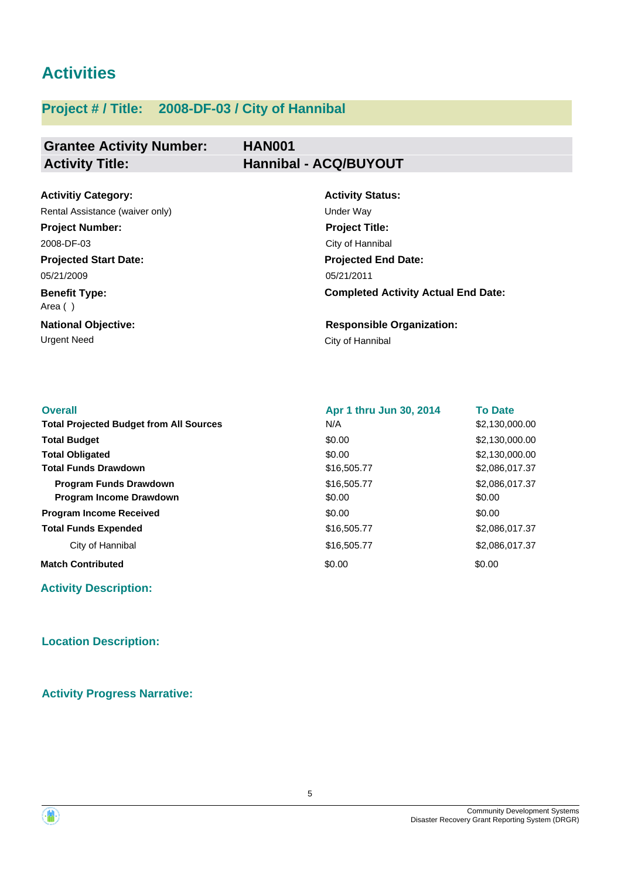# Activities

## Project # / Title: 2008-DF-03 / City of Hannibal

| **Grantee Activity Number:** | **HAN001** |
|---|---|
| **Activity Title:** | **Hannibal - ACQ/BUYOUT** |

**Activitiy Category:**
Rental Assistance (waiver only)

**Activity Status:**
Under Way

**Project Number:**
2008-DF-03

**Project Title:**
City of Hannibal

**Projected Start Date:**
05/21/2009

**Projected End Date:**
05/21/2011

**Benefit Type:**
Area ( )

**Completed Activity Actual End Date:**

**National Objective:**
Urgent Need

**Responsible Organization:**
City of Hannibal

| Overall | Apr 1 thru Jun 30, 2014 | To Date |
|---|---|---|
| **Total Projected Budget from All Sources** | N/A | $2,130,000.00 |
| **Total Budget** | $0.00 | $2,130,000.00 |
| **Total Obligated** | $0.00 | $2,130,000.00 |
| **Total Funds Drawdown** | $16,505.77 | $2,086,017.37 |
| **Program Funds Drawdown** | $16,505.77 | $2,086,017.37 |
| **Program Income Drawdown** | $0.00 | $0.00 |
| **Program Income Received** | $0.00 | $0.00 |
| **Total Funds Expended** | $16,505.77 | $2,086,017.37 |
| City of Hannibal | $16,505.77 | $2,086,017.37 |
| **Match Contributed** | $0.00 | $0.00 |

### Activity Description:

### Location Description:

### Activity Progress Narrative: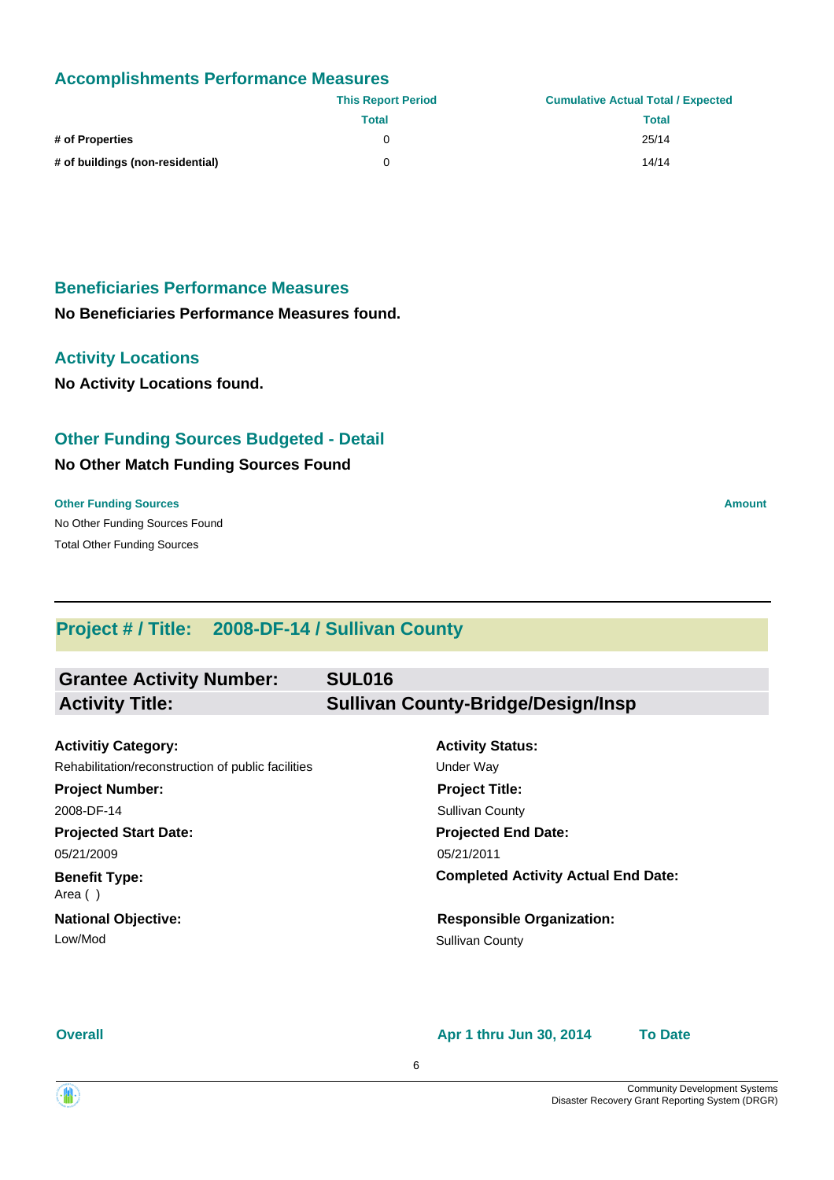## Accomplishments Performance Measures

| | This Report Period | Cumulative Actual Total / Expected |
|---|---|---|
| | Total | Total |
| **# of Properties** | 0 | 25/14 |
| **# of buildings (non-residential)** | 0 | 14/14 |

## Beneficiaries Performance Measures

**No Beneficiaries Performance Measures found.**

## Activity Locations

**No Activity Locations found.**

## Other Funding Sources Budgeted - Detail

**No Other Match Funding Sources Found**

| Other Funding Sources | Amount |
|---|---|
| No Other Funding Sources Found | |
| Total Other Funding Sources | |

---

## Project # / Title: 2008-DF-14 / Sullivan County

| | |
|---|---|
| **Grantee Activity Number:** | **SUL016** |
| **Activity Title:** | **Sullivan County-Bridge/Design/Insp** |

**Activitiy Category:**
Rehabilitation/reconstruction of public facilities

**Activity Status:**
Under Way

**Project Number:**
2008-DF-14

**Project Title:**
Sullivan County

**Projected Start Date:**
05/21/2009

**Projected End Date:**
05/21/2011

**Benefit Type:**
Area ( )

**Completed Activity Actual End Date:**

**National Objective:**
Low/Mod

**Responsible Organization:**
Sullivan County

| Overall | Apr 1 thru Jun 30, 2014 | To Date |
|---|---|---|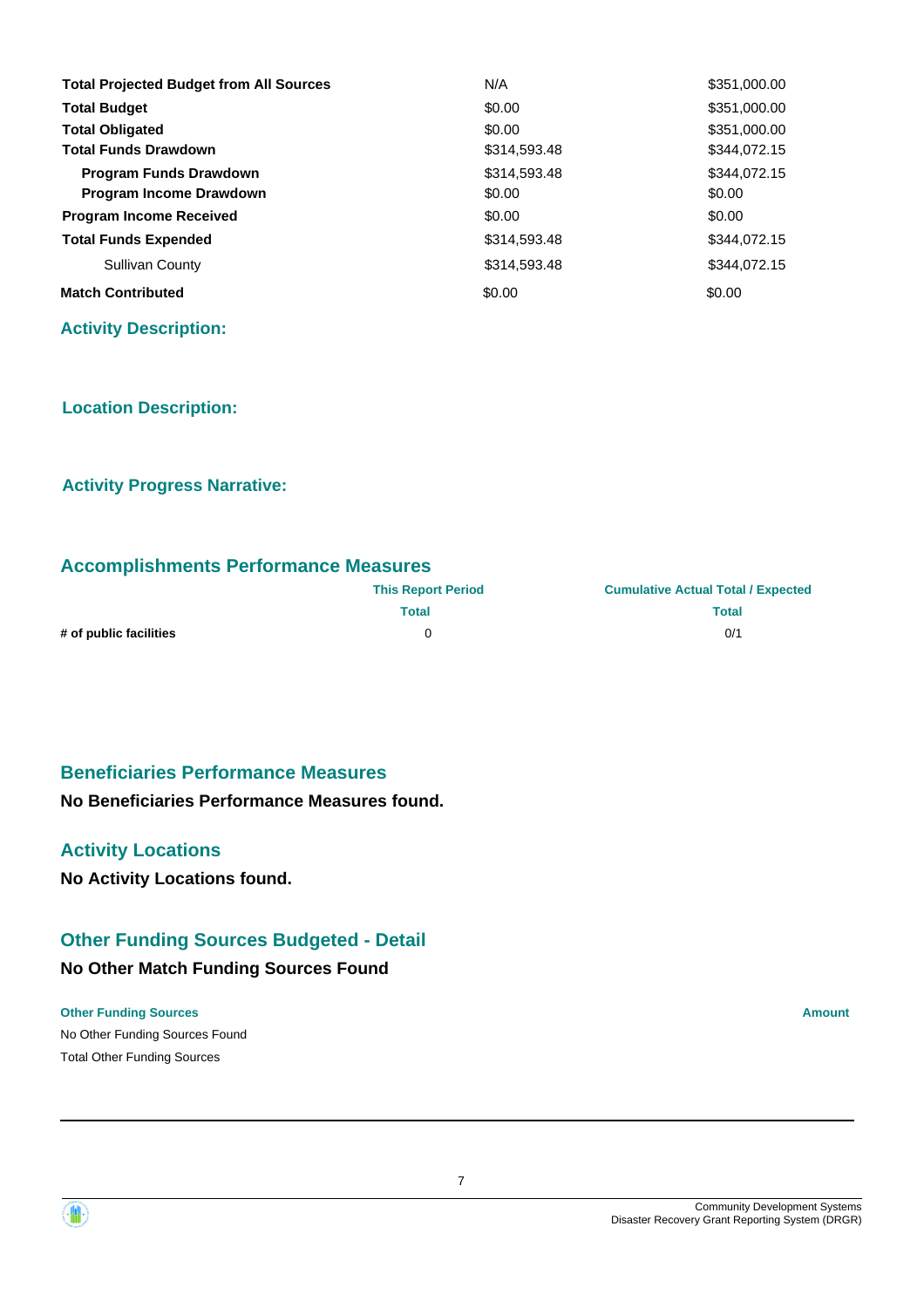| | | |
|---|---|---|
| **Total Projected Budget from All Sources** | N/A | $351,000.00 |
| **Total Budget** | $0.00 | $351,000.00 |
| **Total Obligated** | $0.00 | $351,000.00 |
| **Total Funds Drawdown** | $314,593.48 | $344,072.15 |
| **Program Funds Drawdown** | $314,593.48 | $344,072.15 |
| **Program Income Drawdown** | $0.00 | $0.00 |
| **Program Income Received** | $0.00 | $0.00 |
| **Total Funds Expended** | $314,593.48 | $344,072.15 |
| Sullivan County | $314,593.48 | $344,072.15 |
| **Match Contributed** | $0.00 | $0.00 |

### Activity Description:

### Location Description:

### Activity Progress Narrative:

## Accomplishments Performance Measures

| | This Report Period | Cumulative Actual Total / Expected |
|---|---|---|
| | Total | Total |
| **# of public facilities** | 0 | 0/1 |

## Beneficiaries Performance Measures

**No Beneficiaries Performance Measures found.**

## Activity Locations

**No Activity Locations found.**

## Other Funding Sources Budgeted - Detail

**No Other Match Funding Sources Found**

| Other Funding Sources | Amount |
|---|---|
| No Other Funding Sources Found | |
| Total Other Funding Sources | |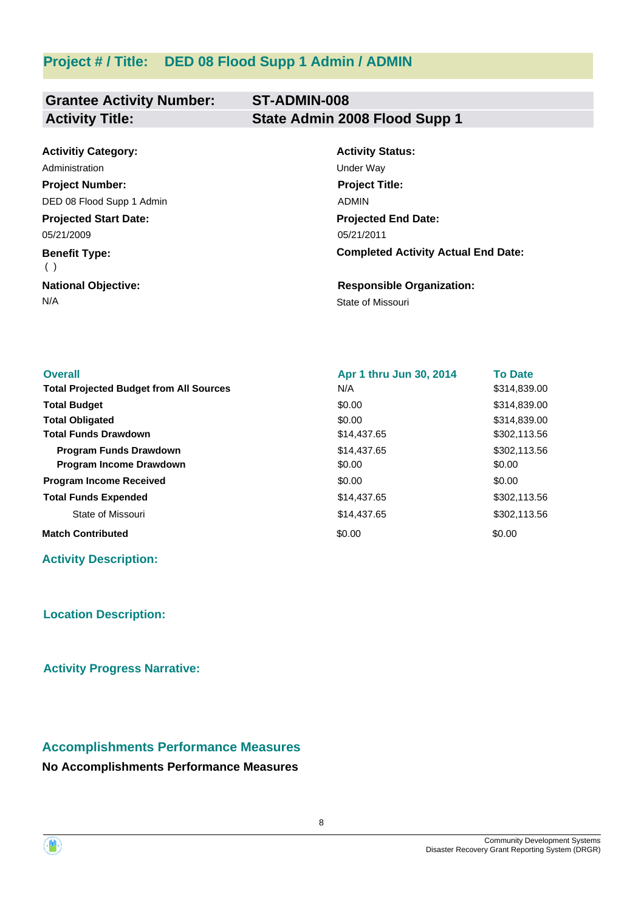## Project # / Title: DED 08 Flood Supp 1 Admin / ADMIN

| **Grantee Activity Number:** | **ST-ADMIN-008** |
|---|---|
| **Activity Title:** | **State Admin 2008 Flood Supp 1** |

**Activitiy Category:**
Administration

**Activity Status:**
Under Way

**Project Number:**
DED 08 Flood Supp 1 Admin

**Project Title:**
ADMIN

**Projected Start Date:**
05/21/2009

**Projected End Date:**
05/21/2011

**Benefit Type:**
( )

**Completed Activity Actual End Date:**

**National Objective:**
N/A

**Responsible Organization:**
State of Missouri

| **Overall** | **Apr 1 thru Jun 30, 2014** | **To Date** |
|---|---|---|
| **Total Projected Budget from All Sources** | N/A | $314,839.00 |
| **Total Budget** | $0.00 | $314,839.00 |
| **Total Obligated** | $0.00 | $314,839.00 |
| **Total Funds Drawdown** | $14,437.65 | $302,113.56 |
| **Program Funds Drawdown** | $14,437.65 | $302,113.56 |
| **Program Income Drawdown** | $0.00 | $0.00 |
| **Program Income Received** | $0.00 | $0.00 |
| **Total Funds Expended** | $14,437.65 | $302,113.56 |
| State of Missouri | $14,437.65 | $302,113.56 |
| **Match Contributed** | $0.00 | $0.00 |

### Activity Description:

### Location Description:

### Activity Progress Narrative:

## Accomplishments Performance Measures

**No Accomplishments Performance Measures**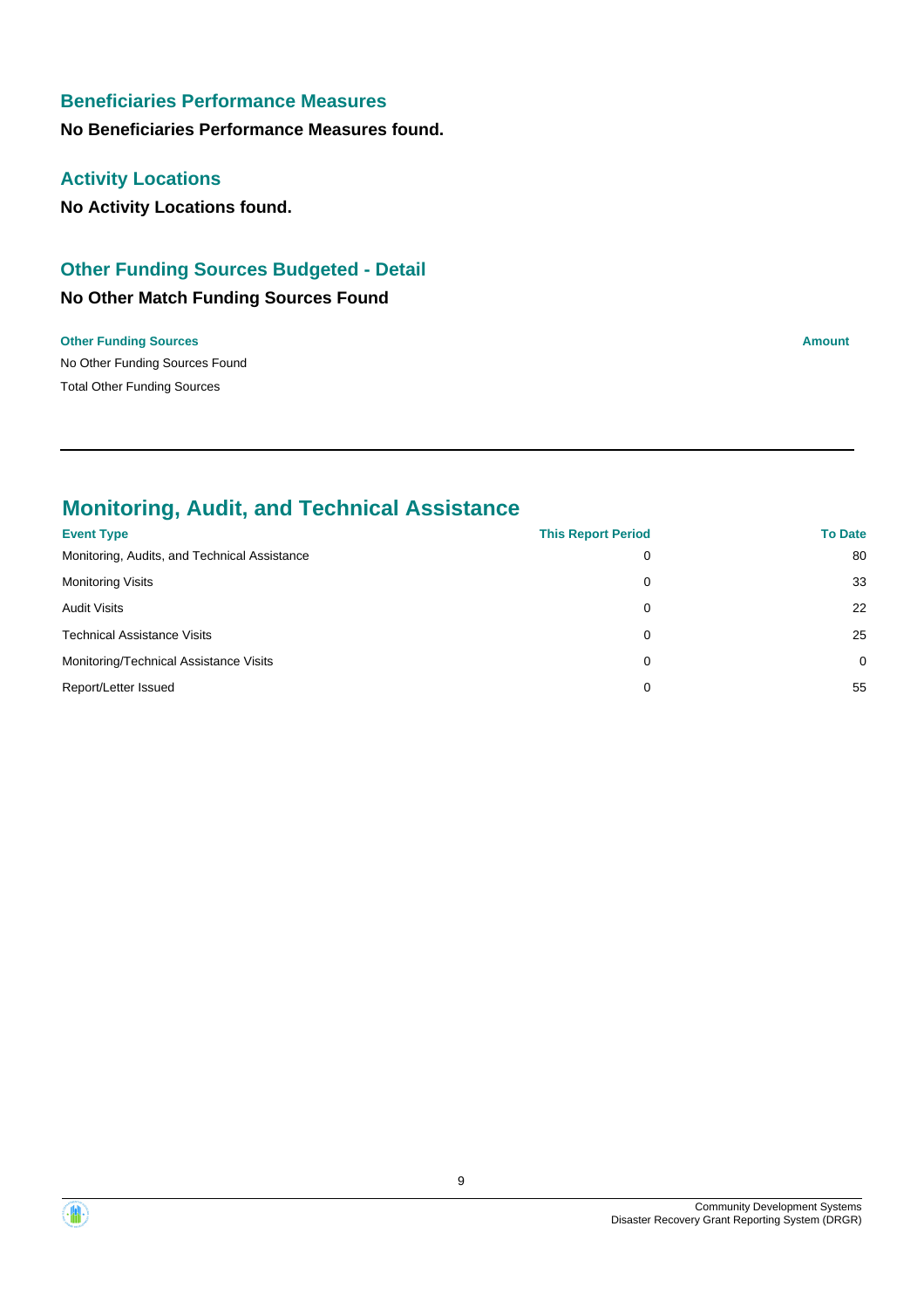## Beneficiaries Performance Measures

**No Beneficiaries Performance Measures found.**

## Activity Locations

**No Activity Locations found.**

## Other Funding Sources Budgeted - Detail

### No Other Match Funding Sources Found

| Other Funding Sources | Amount |
|---|---|
| No Other Funding Sources Found | |
| Total Other Funding Sources | |

---

# Monitoring, Audit, and Technical Assistance

| Event Type | This Report Period | To Date |
|---|---|---|
| Monitoring, Audits, and Technical Assistance | 0 | 80 |
| Monitoring Visits | 0 | 33 |
| Audit Visits | 0 | 22 |
| Technical Assistance Visits | 0 | 25 |
| Monitoring/Technical Assistance Visits | 0 | 0 |
| Report/Letter Issued | 0 | 55 |